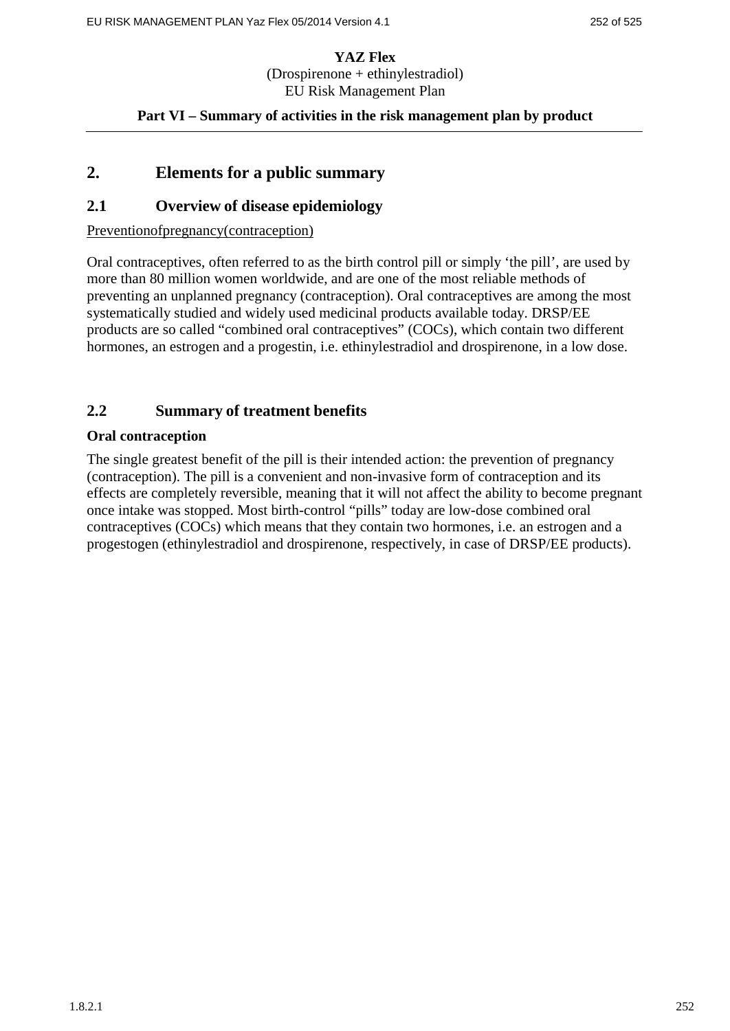**YAZ Flex**
(Drospirenone + ethinylestradiol)
EU Risk Management Plan

**Part VI – Summary of activities in the risk management plan by product**

## 2. Elements for a public summary

### 2.1 Overview of disease epidemiology

Preventionofpregnancy(contraception)

Oral contraceptives, often referred to as the birth control pill or simply 'the pill', are used by more than 80 million women worldwide, and are one of the most reliable methods of preventing an unplanned pregnancy (contraception). Oral contraceptives are among the most systematically studied and widely used medicinal products available today. DRSP/EE products are so called "combined oral contraceptives" (COCs), which contain two different hormones, an estrogen and a progestin, i.e. ethinylestradiol and drospirenone, in a low dose.

### 2.2 Summary of treatment benefits

**Oral contraception**

The single greatest benefit of the pill is their intended action: the prevention of pregnancy (contraception). The pill is a convenient and non-invasive form of contraception and its effects are completely reversible, meaning that it will not affect the ability to become pregnant once intake was stopped. Most birth-control "pills" today are low-dose combined oral contraceptives (COCs) which means that they contain two hormones, i.e. an estrogen and a progestogen (ethinylestradiol and drospirenone, respectively, in case of DRSP/EE products).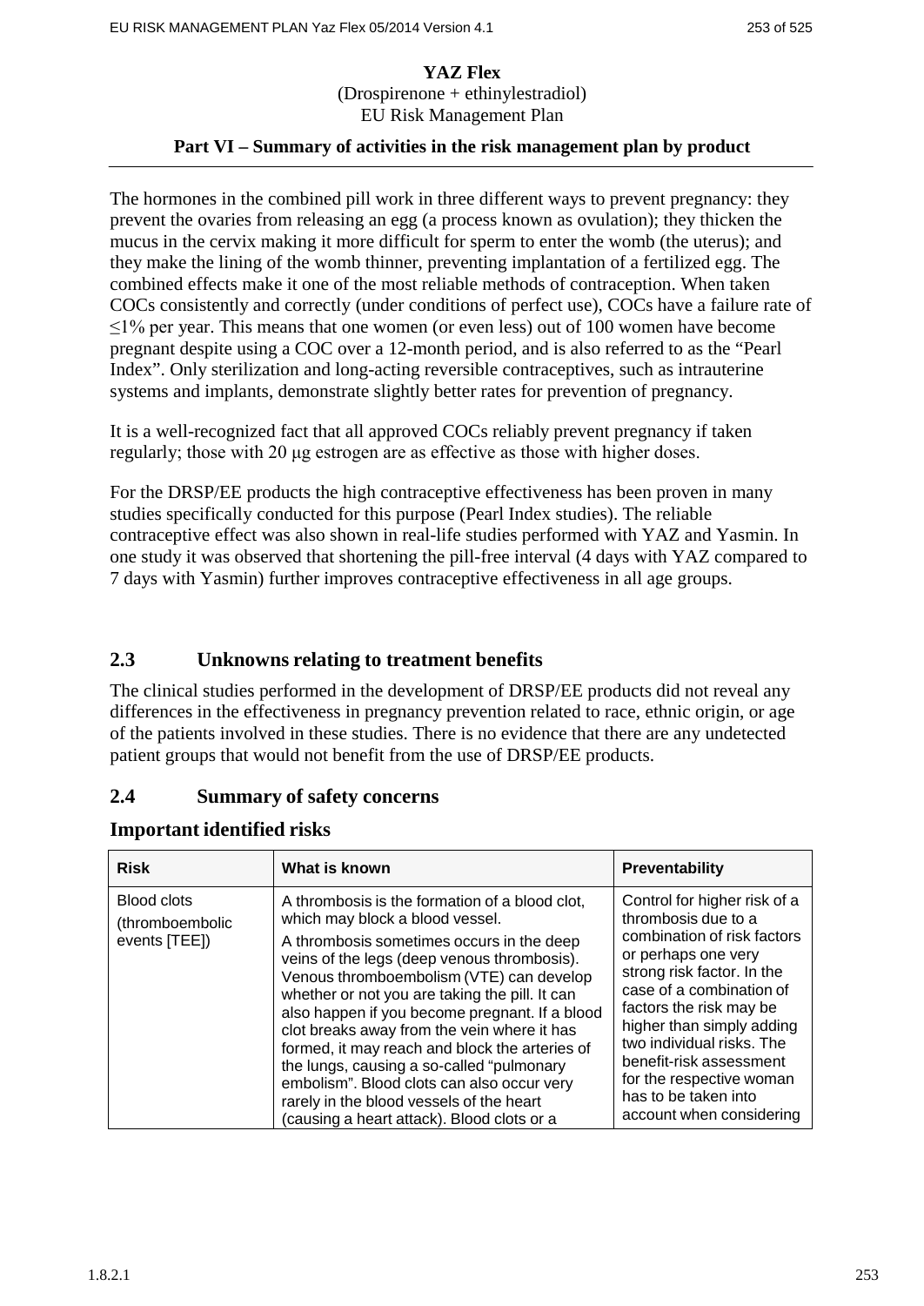**YAZ Flex**
(Drospirenone + ethinylestradiol)
EU Risk Management Plan

**Part VI – Summary of activities in the risk management plan by product**

The hormones in the combined pill work in three different ways to prevent pregnancy: they prevent the ovaries from releasing an egg (a process known as ovulation); they thicken the mucus in the cervix making it more difficult for sperm to enter the womb (the uterus); and they make the lining of the womb thinner, preventing implantation of a fertilized egg. The combined effects make it one of the most reliable methods of contraception. When taken COCs consistently and correctly (under conditions of perfect use), COCs have a failure rate of ≤1% per year. This means that one women (or even less) out of 100 women have become pregnant despite using a COC over a 12-month period, and is also referred to as the "Pearl Index". Only sterilization and long-acting reversible contraceptives, such as intrauterine systems and implants, demonstrate slightly better rates for prevention of pregnancy.

It is a well-recognized fact that all approved COCs reliably prevent pregnancy if taken regularly; those with 20 μg estrogen are as effective as those with higher doses.

For the DRSP/EE products the high contraceptive effectiveness has been proven in many studies specifically conducted for this purpose (Pearl Index studies). The reliable contraceptive effect was also shown in real-life studies performed with YAZ and Yasmin. In one study it was observed that shortening the pill-free interval (4 days with YAZ compared to 7 days with Yasmin) further improves contraceptive effectiveness in all age groups.

## 2.3 Unknowns relating to treatment benefits

The clinical studies performed in the development of DRSP/EE products did not reveal any differences in the effectiveness in pregnancy prevention related to race, ethnic origin, or age of the patients involved in these studies. There is no evidence that there are any undetected patient groups that would not benefit from the use of DRSP/EE products.

## 2.4 Summary of safety concerns

### Important identified risks

| Risk | What is known | Preventability |
|---|---|---|
| Blood clots (thromboembolic events [TEE]) | A thrombosis is the formation of a blood clot, which may block a blood vessel.<br>A thrombosis sometimes occurs in the deep veins of the legs (deep venous thrombosis). Venous thromboembolism (VTE) can develop whether or not you are taking the pill. It can also happen if you become pregnant. If a blood clot breaks away from the vein where it has formed, it may reach and block the arteries of the lungs, causing a so-called "pulmonary embolism". Blood clots can also occur very rarely in the blood vessels of the heart (causing a heart attack). Blood clots or a | Control for higher risk of a thrombosis due to a combination of risk factors or perhaps one very strong risk factor. In the case of a combination of factors the risk may be higher than simply adding two individual risks. The benefit-risk assessment for the respective woman has to be taken into account when considering |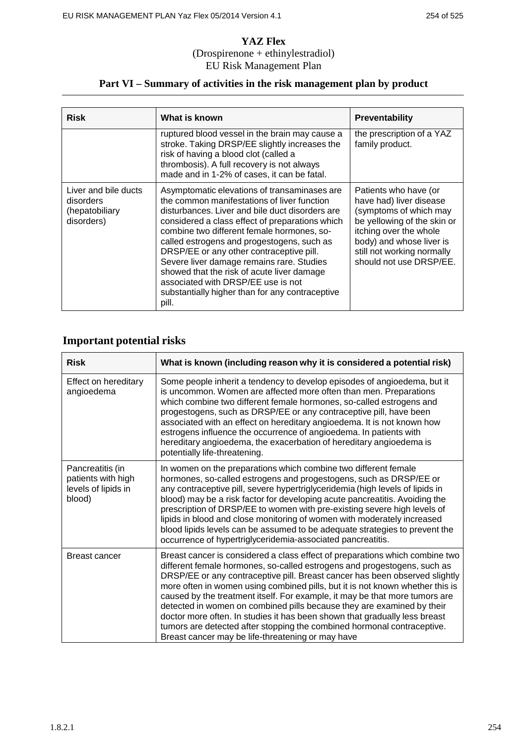**YAZ Flex**

(Drospirenone + ethinylestradiol)

EU Risk Management Plan

## Part VI – Summary of activities in the risk management plan by product

| Risk | What is known | Preventability |
|---|---|---|
| | ruptured blood vessel in the brain may cause a stroke. Taking DRSP/EE slightly increases the risk of having a blood clot (called a thrombosis). A full recovery is not always made and in 1-2% of cases, it can be fatal. | the prescription of a YAZ family product. |
| Liver and bile ducts disorders (hepatobiliary disorders) | Asymptomatic elevations of transaminases are the common manifestations of liver function disturbances. Liver and bile duct disorders are considered a class effect of preparations which combine two different female hormones, so-called estrogens and progestogens, such as DRSP/EE or any other contraceptive pill. Severe liver damage remains rare. Studies showed that the risk of acute liver damage associated with DRSP/EE use is not substantially higher than for any contraceptive pill. | Patients who have (or have had) liver disease (symptoms of which may be yellowing of the skin or itching over the whole body) and whose liver is still not working normally should not use DRSP/EE. |

## Important potential risks

| Risk | What is known (including reason why it is considered a potential risk) |
|---|---|
| Effect on hereditary angioedema | Some people inherit a tendency to develop episodes of angioedema, but it is uncommon. Women are affected more often than men. Preparations which combine two different female hormones, so-called estrogens and progestogens, such as DRSP/EE or any contraceptive pill, have been associated with an effect on hereditary angioedema. It is not known how estrogens influence the occurrence of angioedema. In patients with hereditary angioedema, the exacerbation of hereditary angioedema is potentially life-threatening. |
| Pancreatitis (in patients with high levels of lipids in blood) | In women on the preparations which combine two different female hormones, so-called estrogens and progestogens, such as DRSP/EE or any contraceptive pill, severe hypertriglyceridemia (high levels of lipids in blood) may be a risk factor for developing acute pancreatitis. Avoiding the prescription of DRSP/EE to women with pre-existing severe high levels of lipids in blood and close monitoring of women with moderately increased blood lipids levels can be assumed to be adequate strategies to prevent the occurrence of hypertriglyceridemia-associated pancreatitis. |
| Breast cancer | Breast cancer is considered a class effect of preparations which combine two different female hormones, so-called estrogens and progestogens, such as DRSP/EE or any contraceptive pill. Breast cancer has been observed slightly more often in women using combined pills, but it is not known whether this is caused by the treatment itself. For example, it may be that more tumors are detected in women on combined pills because they are examined by their doctor more often. In studies it has been shown that gradually less breast tumors are detected after stopping the combined hormonal contraceptive. Breast cancer may be life-threatening or may have |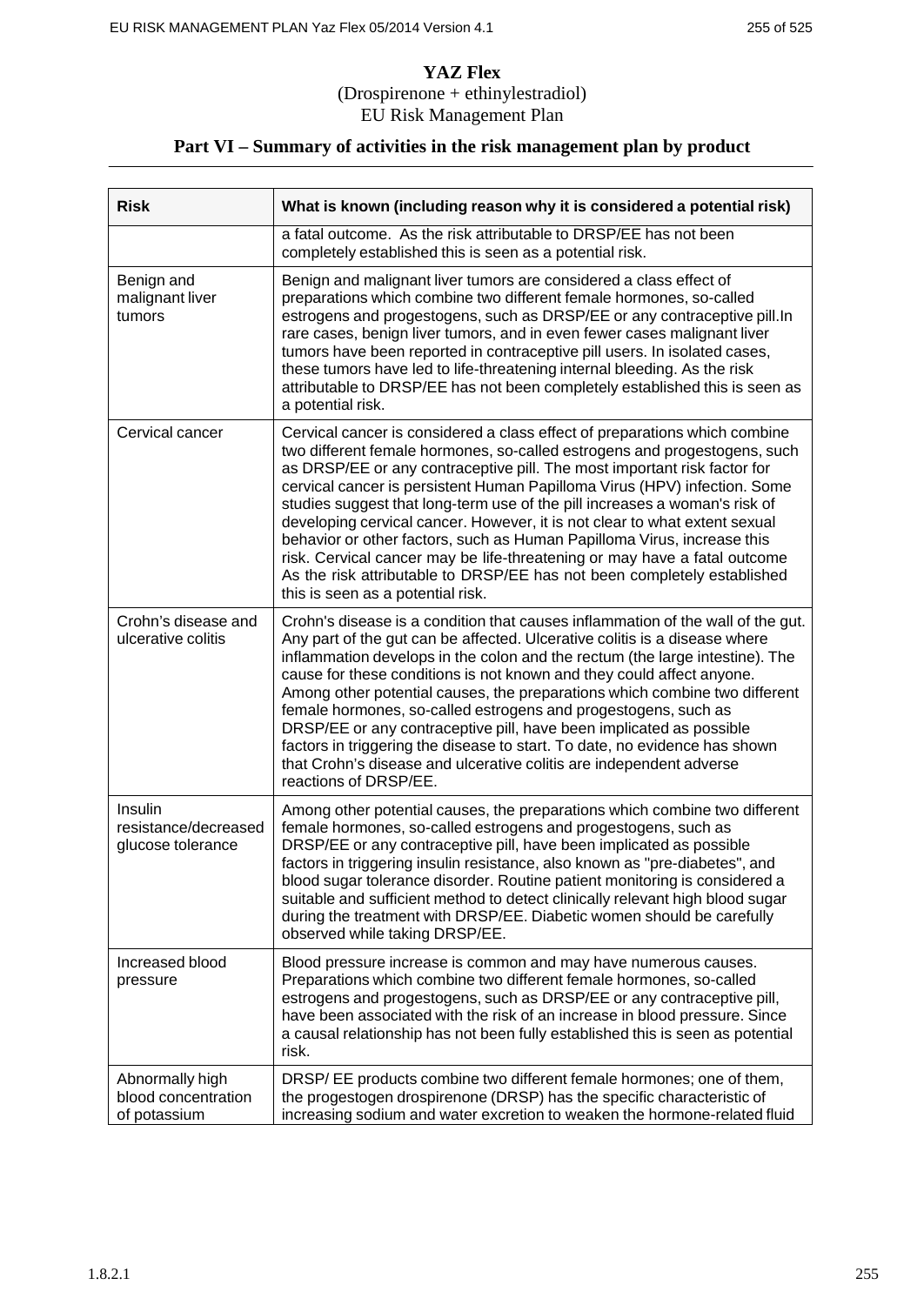**YAZ Flex**

(Drospirenone + ethinylestradiol)

EU Risk Management Plan

## Part VI – Summary of activities in the risk management plan by product

| Risk | What is known (including reason why it is considered a potential risk) |
|---|---|
| | a fatal outcome. As the risk attributable to DRSP/EE has not been completely established this is seen as a potential risk. |
| Benign and malignant liver tumors | Benign and malignant liver tumors are considered a class effect of preparations which combine two different female hormones, so-called estrogens and progestogens, such as DRSP/EE or any contraceptive pill.In rare cases, benign liver tumors, and in even fewer cases malignant liver tumors have been reported in contraceptive pill users. In isolated cases, these tumors have led to life-threatening internal bleeding. As the risk attributable to DRSP/EE has not been completely established this is seen as a potential risk. |
| Cervical cancer | Cervical cancer is considered a class effect of preparations which combine two different female hormones, so-called estrogens and progestogens, such as DRSP/EE or any contraceptive pill. The most important risk factor for cervical cancer is persistent Human Papilloma Virus (HPV) infection. Some studies suggest that long-term use of the pill increases a woman's risk of developing cervical cancer. However, it is not clear to what extent sexual behavior or other factors, such as Human Papilloma Virus, increase this risk. Cervical cancer may be life-threatening or may have a fatal outcome As the risk attributable to DRSP/EE has not been completely established this is seen as a potential risk. |
| Crohn's disease and ulcerative colitis | Crohn's disease is a condition that causes inflammation of the wall of the gut. Any part of the gut can be affected. Ulcerative colitis is a disease where inflammation develops in the colon and the rectum (the large intestine). The cause for these conditions is not known and they could affect anyone. Among other potential causes, the preparations which combine two different female hormones, so-called estrogens and progestogens, such as DRSP/EE or any contraceptive pill, have been implicated as possible factors in triggering the disease to start. To date, no evidence has shown that Crohn's disease and ulcerative colitis are independent adverse reactions of DRSP/EE. |
| Insulin resistance/decreased glucose tolerance | Among other potential causes, the preparations which combine two different female hormones, so-called estrogens and progestogens, such as DRSP/EE or any contraceptive pill, have been implicated as possible factors in triggering insulin resistance, also known as "pre-diabetes", and blood sugar tolerance disorder. Routine patient monitoring is considered a suitable and sufficient method to detect clinically relevant high blood sugar during the treatment with DRSP/EE. Diabetic women should be carefully observed while taking DRSP/EE. |
| Increased blood pressure | Blood pressure increase is common and may have numerous causes. Preparations which combine two different female hormones, so-called estrogens and progestogens, such as DRSP/EE or any contraceptive pill, have been associated with the risk of an increase in blood pressure. Since a causal relationship has not been fully established this is seen as potential risk. |
| Abnormally high blood concentration of potassium | DRSP/ EE products combine two different female hormones; one of them, the progestogen drospirenone (DRSP) has the specific characteristic of increasing sodium and water excretion to weaken the hormone-related fluid |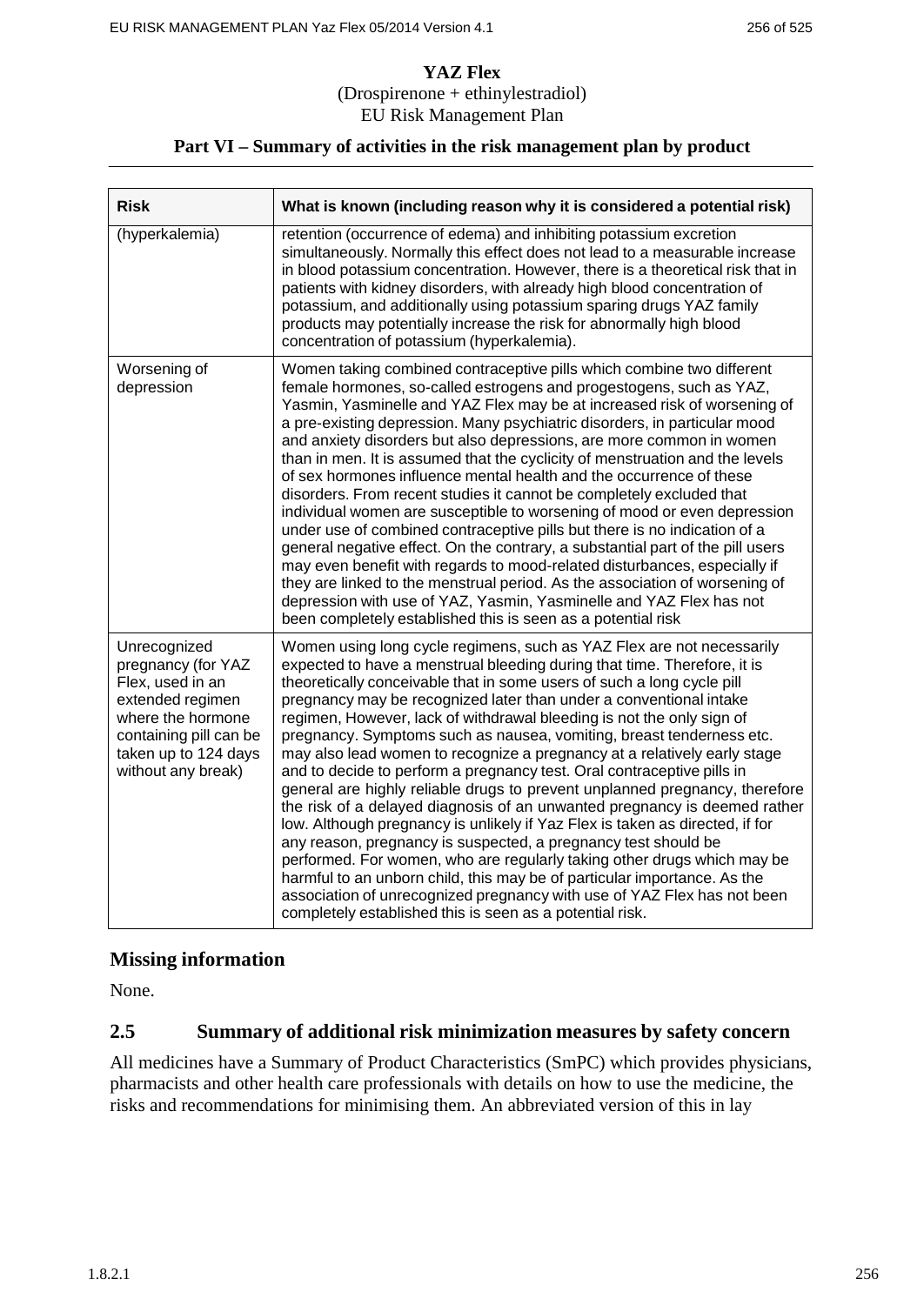**YAZ Flex**
(Drospirenone + ethinylestradiol)
EU Risk Management Plan

**Part VI – Summary of activities in the risk management plan by product**

| Risk | What is known (including reason why it is considered a potential risk) |
|---|---|
| (hyperkalemia) | retention (occurrence of edema) and inhibiting potassium excretion simultaneously. Normally this effect does not lead to a measurable increase in blood potassium concentration. However, there is a theoretical risk that in patients with kidney disorders, with already high blood concentration of potassium, and additionally using potassium sparing drugs YAZ family products may potentially increase the risk for abnormally high blood concentration of potassium (hyperkalemia). |
| Worsening of depression | Women taking combined contraceptive pills which combine two different female hormones, so-called estrogens and progestogens, such as YAZ, Yasmin, Yasminelle and YAZ Flex may be at increased risk of worsening of a pre-existing depression. Many psychiatric disorders, in particular mood and anxiety disorders but also depressions, are more common in women than in men. It is assumed that the cyclicity of menstruation and the levels of sex hormones influence mental health and the occurrence of these disorders. From recent studies it cannot be completely excluded that individual women are susceptible to worsening of mood or even depression under use of combined contraceptive pills but there is no indication of a general negative effect. On the contrary, a substantial part of the pill users may even benefit with regards to mood-related disturbances, especially if they are linked to the menstrual period. As the association of worsening of depression with use of YAZ, Yasmin, Yasminelle and YAZ Flex has not been completely established this is seen as a potential risk |
| Unrecognized pregnancy (for YAZ Flex, used in an extended regimen where the hormone containing pill can be taken up to 124 days without any break) | Women using long cycle regimens, such as YAZ Flex are not necessarily expected to have a menstrual bleeding during that time. Therefore, it is theoretically conceivable that in some users of such a long cycle pill pregnancy may be recognized later than under a conventional intake regimen, However, lack of withdrawal bleeding is not the only sign of pregnancy. Symptoms such as nausea, vomiting, breast tenderness etc. may also lead women to recognize a pregnancy at a relatively early stage and to decide to perform a pregnancy test. Oral contraceptive pills in general are highly reliable drugs to prevent unplanned pregnancy, therefore the risk of a delayed diagnosis of an unwanted pregnancy is deemed rather low. Although pregnancy is unlikely if Yaz Flex is taken as directed, if for any reason, pregnancy is suspected, a pregnancy test should be performed. For women, who are regularly taking other drugs which may be harmful to an unborn child, this may be of particular importance. As the association of unrecognized pregnancy with use of YAZ Flex has not been completely established this is seen as a potential risk. |

## Missing information

None.

## 2.5 Summary of additional risk minimization measures by safety concern

All medicines have a Summary of Product Characteristics (SmPC) which provides physicians, pharmacists and other health care professionals with details on how to use the medicine, the risks and recommendations for minimising them. An abbreviated version of this in lay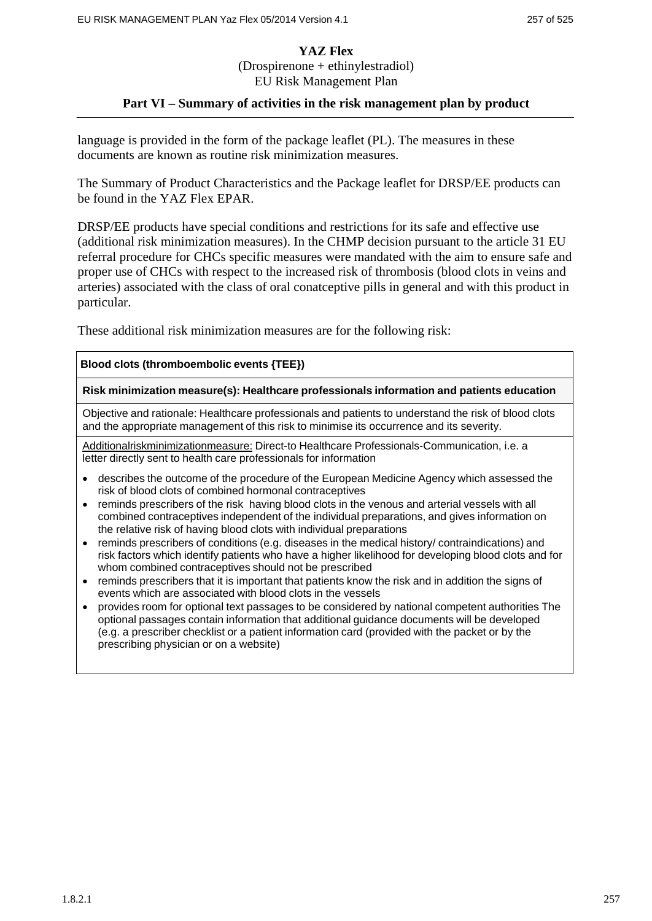language is provided in the form of the package leaflet (PL). The measures in these documents are known as routine risk minimization measures.

The Summary of Product Characteristics and the Package leaflet for DRSP/EE products can be found in the YAZ Flex EPAR.

DRSP/EE products have special conditions and restrictions for its safe and effective use (additional risk minimization measures). In the CHMP decision pursuant to the article 31 EU referral procedure for CHCs specific measures were mandated with the aim to ensure safe and proper use of CHCs with respect to the increased risk of thrombosis (blood clots in veins and arteries) associated with the class of oral conatceptive pills in general and with this product in particular.

These additional risk minimization measures are for the following risk:

| **Blood clots (thromboembolic events {TEE})** |
|---|
| **Risk minimization measure(s): Healthcare professionals information and patients education** |
| Objective and rationale: Healthcare professionals and patients to understand the risk of blood clots and the appropriate management of this risk to minimise its occurrence and its severity. |
| Additionalriskminimizationmeasure: Direct-to Healthcare Professionals-Communication, i.e. a letter directly sent to health care professionals for information<br>• describes the outcome of the procedure of the European Medicine Agency which assessed the risk of blood clots of combined hormonal contraceptives<br>• reminds prescribers of the risk having blood clots in the venous and arterial vessels with all combined contraceptives independent of the individual preparations, and gives information on the relative risk of having blood clots with individual preparations<br>• reminds prescribers of conditions (e.g. diseases in the medical history/ contraindications) and risk factors which identify patients who have a higher likelihood for developing blood clots and for whom combined contraceptives should not be prescribed<br>• reminds prescribers that it is important that patients know the risk and in addition the signs of events which are associated with blood clots in the vessels<br>• provides room for optional text passages to be considered by national competent authorities The optional passages contain information that additional guidance documents will be developed (e.g. a prescriber checklist or a patient information card (provided with the packet or by the prescribing physician or on a website) |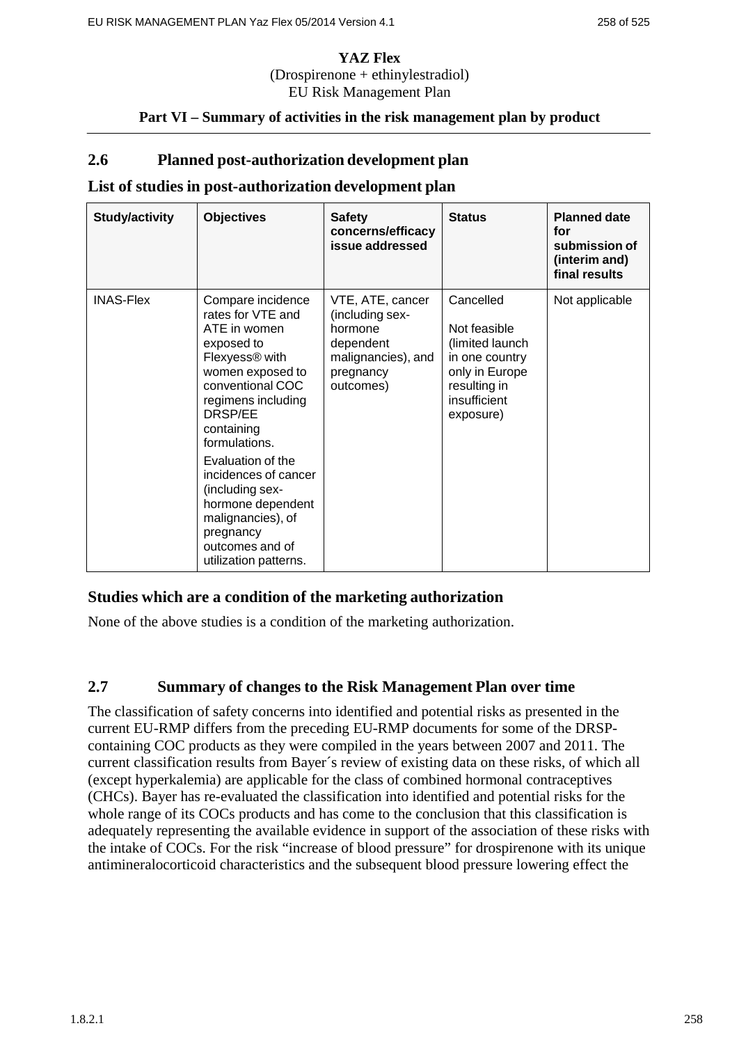**YAZ Flex**
(Drospirenone + ethinylestradiol)
EU Risk Management Plan

**Part VI – Summary of activities in the risk management plan by product**

## 2.6 Planned post-authorization development plan

### List of studies in post-authorization development plan

| Study/activity | Objectives | Safety concerns/efficacy issue addressed | Status | Planned date for submission of (interim and) final results |
|---|---|---|---|---|
| INAS-Flex | Compare incidence rates for VTE and ATE in women exposed to Flexyess® with women exposed to conventional COC regimens including DRSP/EE containing formulations.<br><br>Evaluation of the incidences of cancer (including sex-hormone dependent malignancies), of pregnancy outcomes and of utilization patterns. | VTE, ATE, cancer (including sex-hormone dependent malignancies), and pregnancy outcomes) | Cancelled<br><br>Not feasible (limited launch in one country only in Europe resulting in insufficient exposure) | Not applicable |

### Studies which are a condition of the marketing authorization

None of the above studies is a condition of the marketing authorization.

## 2.7 Summary of changes to the Risk Management Plan over time

The classification of safety concerns into identified and potential risks as presented in the current EU-RMP differs from the preceding EU-RMP documents for some of the DRSP-containing COC products as they were compiled in the years between 2007 and 2011. The current classification results from Bayer´s review of existing data on these risks, of which all (except hyperkalemia) are applicable for the class of combined hormonal contraceptives (CHCs). Bayer has re-evaluated the classification into identified and potential risks for the whole range of its COCs products and has come to the conclusion that this classification is adequately representing the available evidence in support of the association of these risks with the intake of COCs. For the risk "increase of blood pressure" for drospirenone with its unique antimineralocorticoid characteristics and the subsequent blood pressure lowering effect the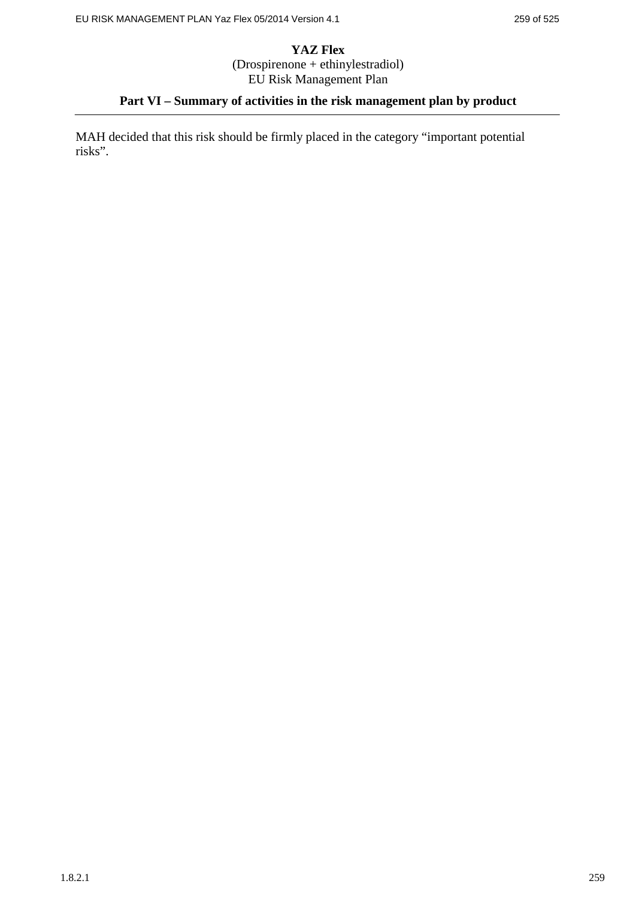MAH decided that this risk should be firmly placed in the category “important potential risks”.